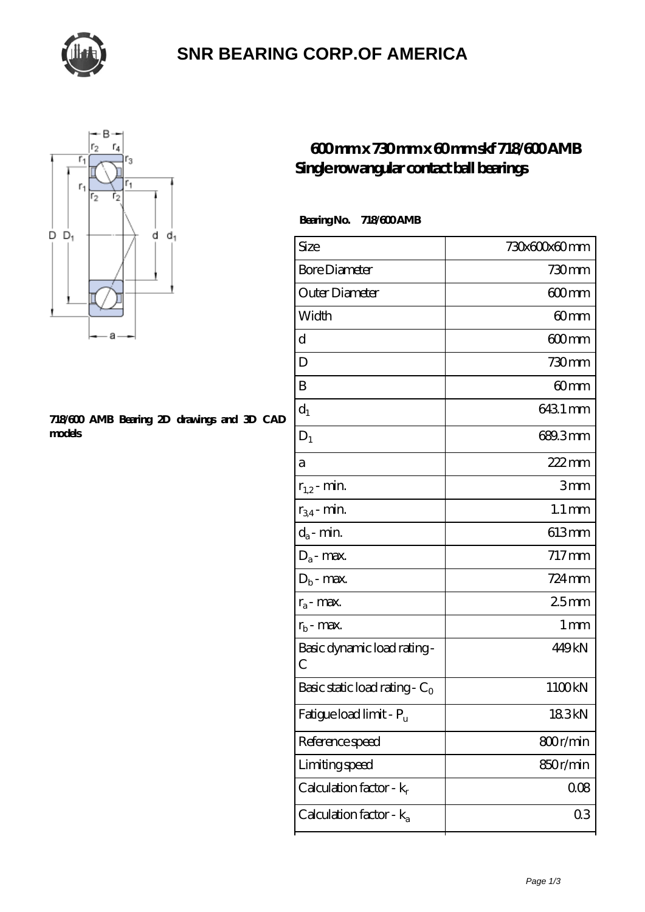# SNR BEARING CORP.OF AMERICA

## 600 mm x 730 mm x 60 mm skf 718/600 AMB Single row angular contact ball bearings

**718/600 AMB Bearing 2D drawings and 3D CAD models**

**Bearing No. 718/600 AMB**

| Size | 730x600x60 mm |
|---|---|
| Bore Diameter | 730 mm |
| Outer Diameter | 600 mm |
| Width | 60 mm |
| d | 600 mm |
| D | 730 mm |
| B | 60 mm |
| $d_1$ | 643.1 mm |
| $D_1$ | 689.3 mm |
| a | 222 mm |
| $r_{1,2}$ - min. | 3 mm |
| $r_{3,4}$ - min. | 1.1 mm |
| $d_a$ - min. | 613 mm |
| $D_a$ - max. | 717 mm |
| $D_b$ - max. | 724 mm |
| $r_a$ - max. | 2.5 mm |
| $r_b$ - max. | 1 mm |
| Basic dynamic load rating - C | 449 kN |
| Basic static load rating - $C_0$ | 1100 kN |
| Fatigue load limit - $P_u$ | 18.3 kN |
| Reference speed | 800 r/min |
| Limiting speed | 850 r/min |
| Calculation factor - $k_r$ | 0.08 |
| Calculation factor - $k_a$ | 0.3 |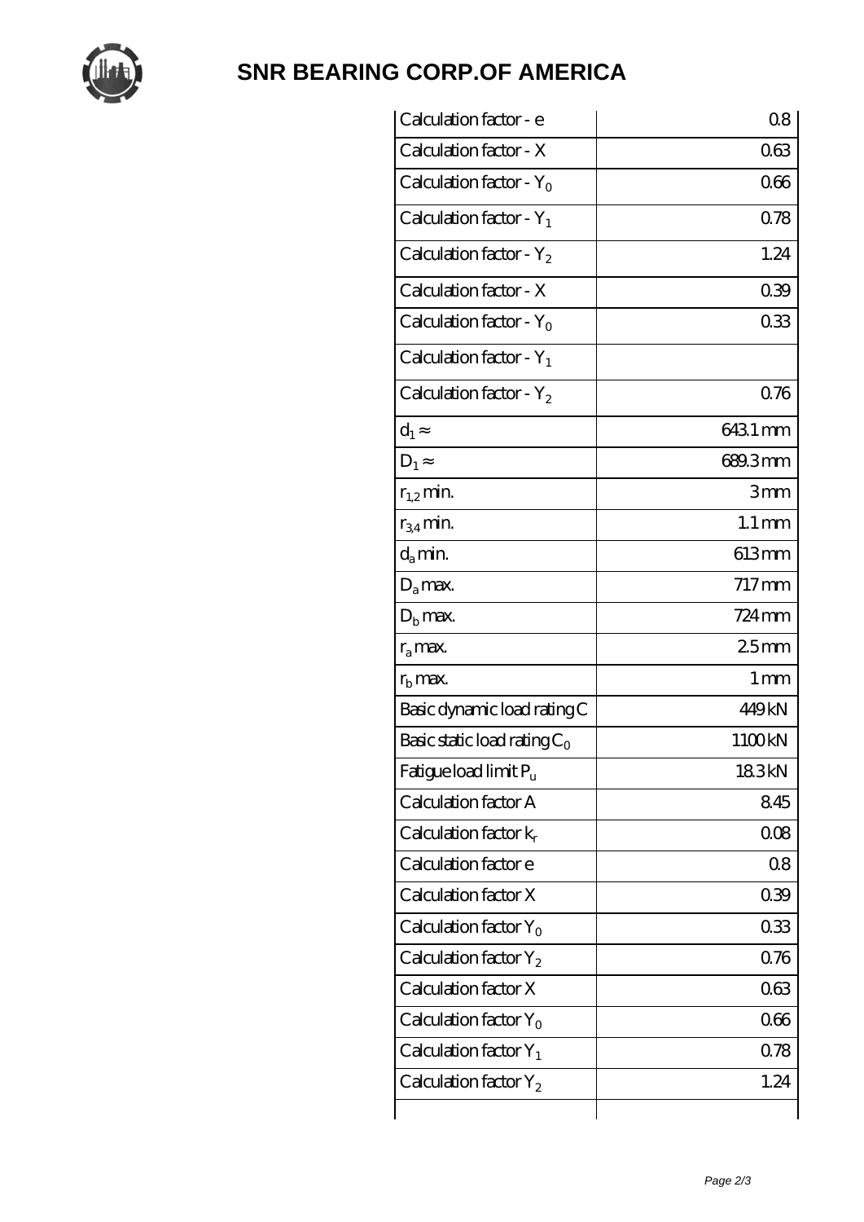# SNR BEARING CORP.OF AMERICA

| | |
|---|---|
| Calculation factor - e | 0.8 |
| Calculation factor - X | 0.63 |
| Calculation factor - $Y_0$ | 0.66 |
| Calculation factor - $Y_1$ | 0.78 |
| Calculation factor - $Y_2$ | 1.24 |
| Calculation factor - X | 0.39 |
| Calculation factor - $Y_0$ | 0.33 |
| Calculation factor - $Y_1$ | |
| Calculation factor - $Y_2$ | 0.76 |
| $d_1 \approx$ | 643.1 mm |
| $D_1 \approx$ | 689.3 mm |
| $r_{1,2}$ min. | 3 mm |
| $r_{3,4}$ min. | 1.1 mm |
| $d_a$ min. | 613 mm |
| $D_a$ max. | 717 mm |
| $D_b$ max. | 724 mm |
| $r_a$ max. | 2.5 mm |
| $r_b$ max. | 1 mm |
| Basic dynamic load rating C | 449 kN |
| Basic static load rating $C_0$ | 1100 kN |
| Fatigue load limit $P_u$ | 18.3 kN |
| Calculation factor A | 8.45 |
| Calculation factor $k_r$ | 0.08 |
| Calculation factor e | 0.8 |
| Calculation factor X | 0.39 |
| Calculation factor $Y_0$ | 0.33 |
| Calculation factor $Y_2$ | 0.76 |
| Calculation factor X | 0.63 |
| Calculation factor $Y_0$ | 0.66 |
| Calculation factor $Y_1$ | 0.78 |
| Calculation factor $Y_2$ | 1.24 |
| | |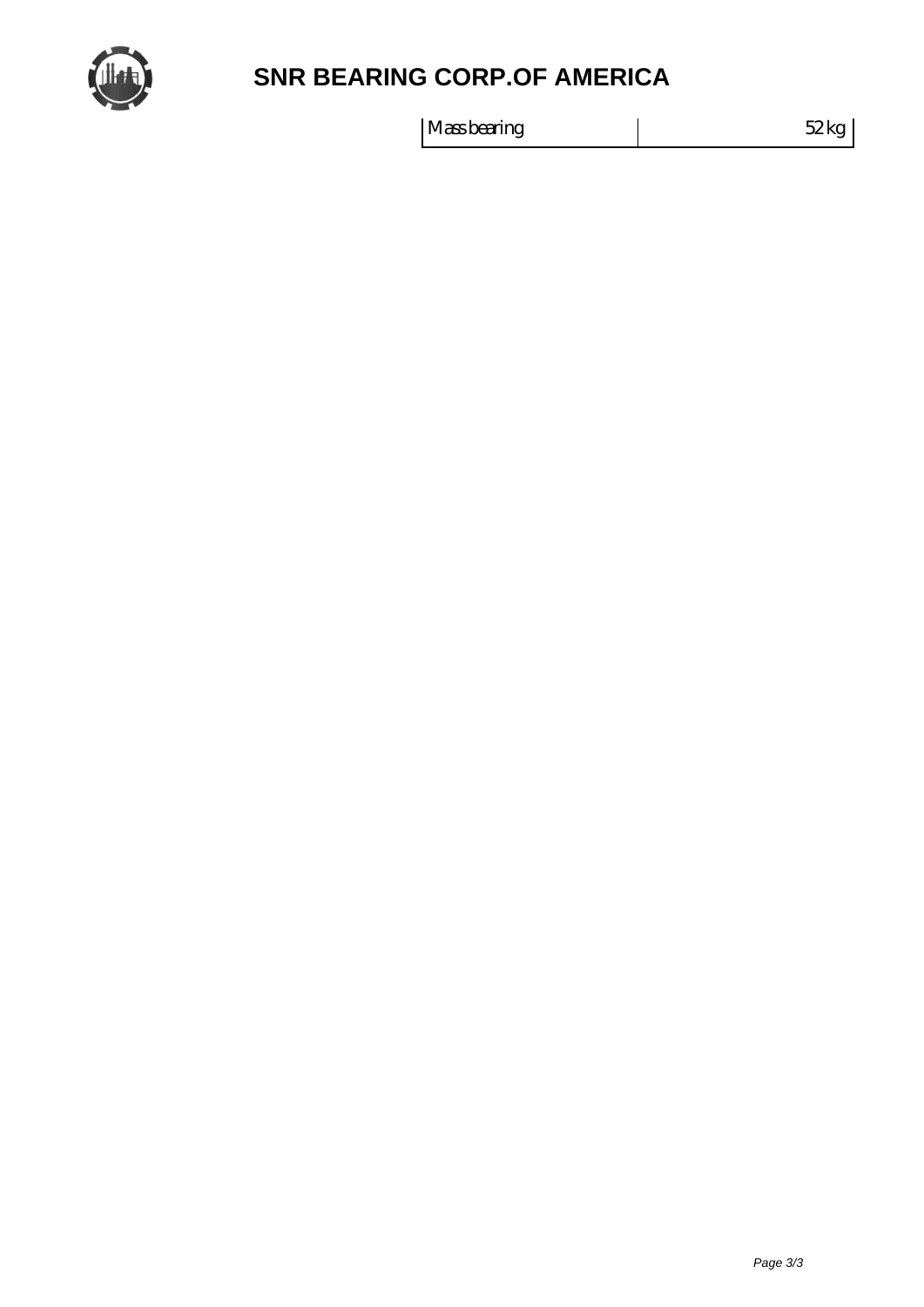| | |
|---|---|
| Mass bearing | 52 kg |